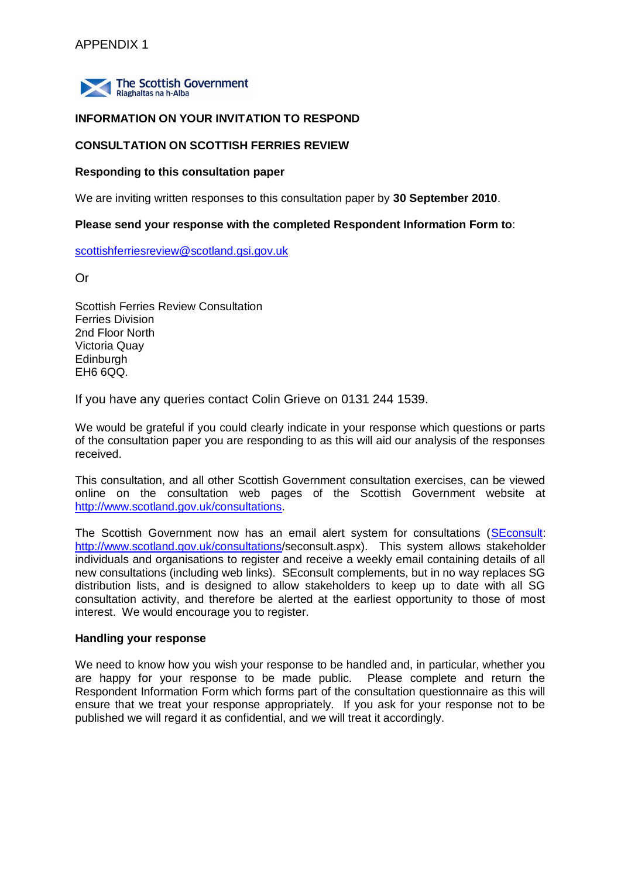APPENDIX 1

The Scottish Government
Riaghaltas na h-Alba

**INFORMATION ON YOUR INVITATION TO RESPOND**

**CONSULTATION ON SCOTTISH FERRIES REVIEW**

**Responding to this consultation paper**

We are inviting written responses to this consultation paper by **30 September 2010**.

**Please send your response with the completed Respondent Information Form to**:

scottishferriesreview@scotland.gsi.gov.uk

Or

Scottish Ferries Review Consultation
Ferries Division
2nd Floor North
Victoria Quay
Edinburgh
EH6 6QQ.

If you have any queries contact Colin Grieve on 0131 244 1539.

We would be grateful if you could clearly indicate in your response which questions or parts of the consultation paper you are responding to as this will aid our analysis of the responses received.

This consultation, and all other Scottish Government consultation exercises, can be viewed online on the consultation web pages of the Scottish Government website at http://www.scotland.gov.uk/consultations.

The Scottish Government now has an email alert system for consultations (SEconsult: http://www.scotland.gov.uk/consultations/seconsult.aspx). This system allows stakeholder individuals and organisations to register and receive a weekly email containing details of all new consultations (including web links). SEconsult complements, but in no way replaces SG distribution lists, and is designed to allow stakeholders to keep up to date with all SG consultation activity, and therefore be alerted at the earliest opportunity to those of most interest. We would encourage you to register.

**Handling your response**

We need to know how you wish your response to be handled and, in particular, whether you are happy for your response to be made public. Please complete and return the Respondent Information Form which forms part of the consultation questionnaire as this will ensure that we treat your response appropriately. If you ask for your response not to be published we will regard it as confidential, and we will treat it accordingly.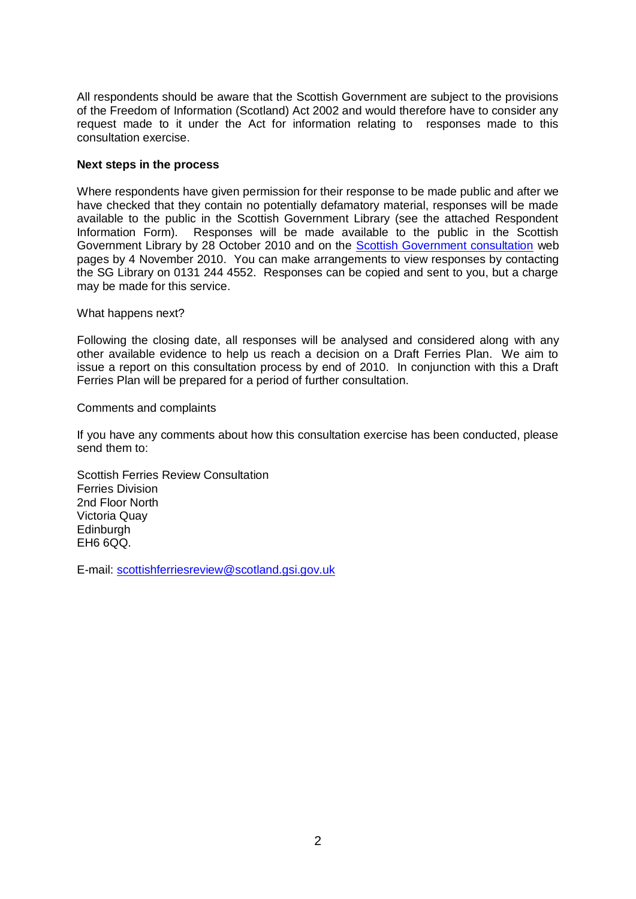All respondents should be aware that the Scottish Government are subject to the provisions of the Freedom of Information (Scotland) Act 2002 and would therefore have to consider any request made to it under the Act for information relating to responses made to this consultation exercise.

**Next steps in the process**

Where respondents have given permission for their response to be made public and after we have checked that they contain no potentially defamatory material, responses will be made available to the public in the Scottish Government Library (see the attached Respondent Information Form). Responses will be made available to the public in the Scottish Government Library by 28 October 2010 and on the [Scottish Government consultation](#) web pages by 4 November 2010. You can make arrangements to view responses by contacting the SG Library on 0131 244 4552. Responses can be copied and sent to you, but a charge may be made for this service.

What happens next?

Following the closing date, all responses will be analysed and considered along with any other available evidence to help us reach a decision on a Draft Ferries Plan. We aim to issue a report on this consultation process by end of 2010. In conjunction with this a Draft Ferries Plan will be prepared for a period of further consultation.

Comments and complaints

If you have any comments about how this consultation exercise has been conducted, please send them to:

Scottish Ferries Review Consultation
Ferries Division
2nd Floor North
Victoria Quay
Edinburgh
EH6 6QQ.

E-mail: scottishferriesreview@scotland.gsi.gov.uk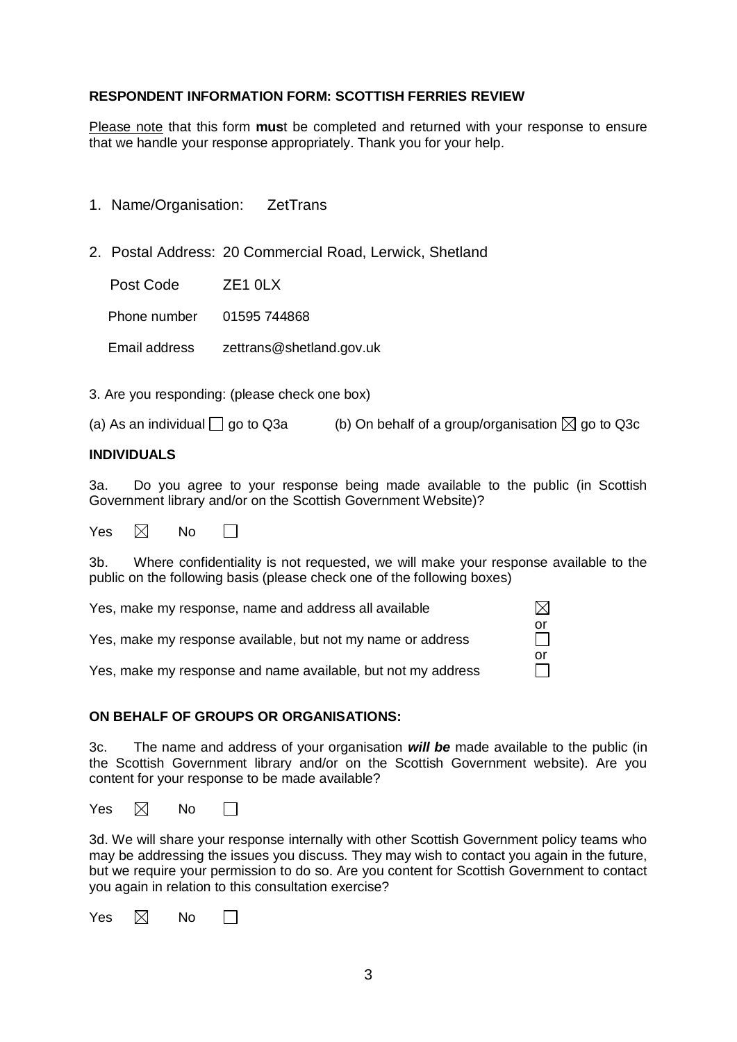**RESPONDENT INFORMATION FORM: SCOTTISH FERRIES REVIEW**

Please note that this form **mus**t be completed and returned with your response to ensure that we handle your response appropriately. Thank you for your help.

1. Name/Organisation: ZetTrans

2. Postal Address: 20 Commercial Road, Lerwick, Shetland

   Post Code ZE1 0LX

   Phone number 01595 744868

   Email address zettrans@shetland.gov.uk

3. Are you responding: (please check one box)

(a) As an individual ☐ go to Q3a (b) On behalf of a group/organisation ☒ go to Q3c

**INDIVIDUALS**

3a. Do you agree to your response being made available to the public (in Scottish Government library and/or on the Scottish Government Website)?

Yes ☒ No ☐

3b. Where confidentiality is not requested, we will make your response available to the public on the following basis (please check one of the following boxes)

Yes, make my response, name and address all available ☒

or

Yes, make my response available, but not my name or address ☐

or

Yes, make my response and name available, but not my address ☐

**ON BEHALF OF GROUPS OR ORGANISATIONS:**

3c. The name and address of your organisation ***will be*** made available to the public (in the Scottish Government library and/or on the Scottish Government website). Are you content for your response to be made available?

Yes ☒ No ☐

3d. We will share your response internally with other Scottish Government policy teams who may be addressing the issues you discuss. They may wish to contact you again in the future, but we require your permission to do so. Are you content for Scottish Government to contact you again in relation to this consultation exercise?

Yes ☒ No ☐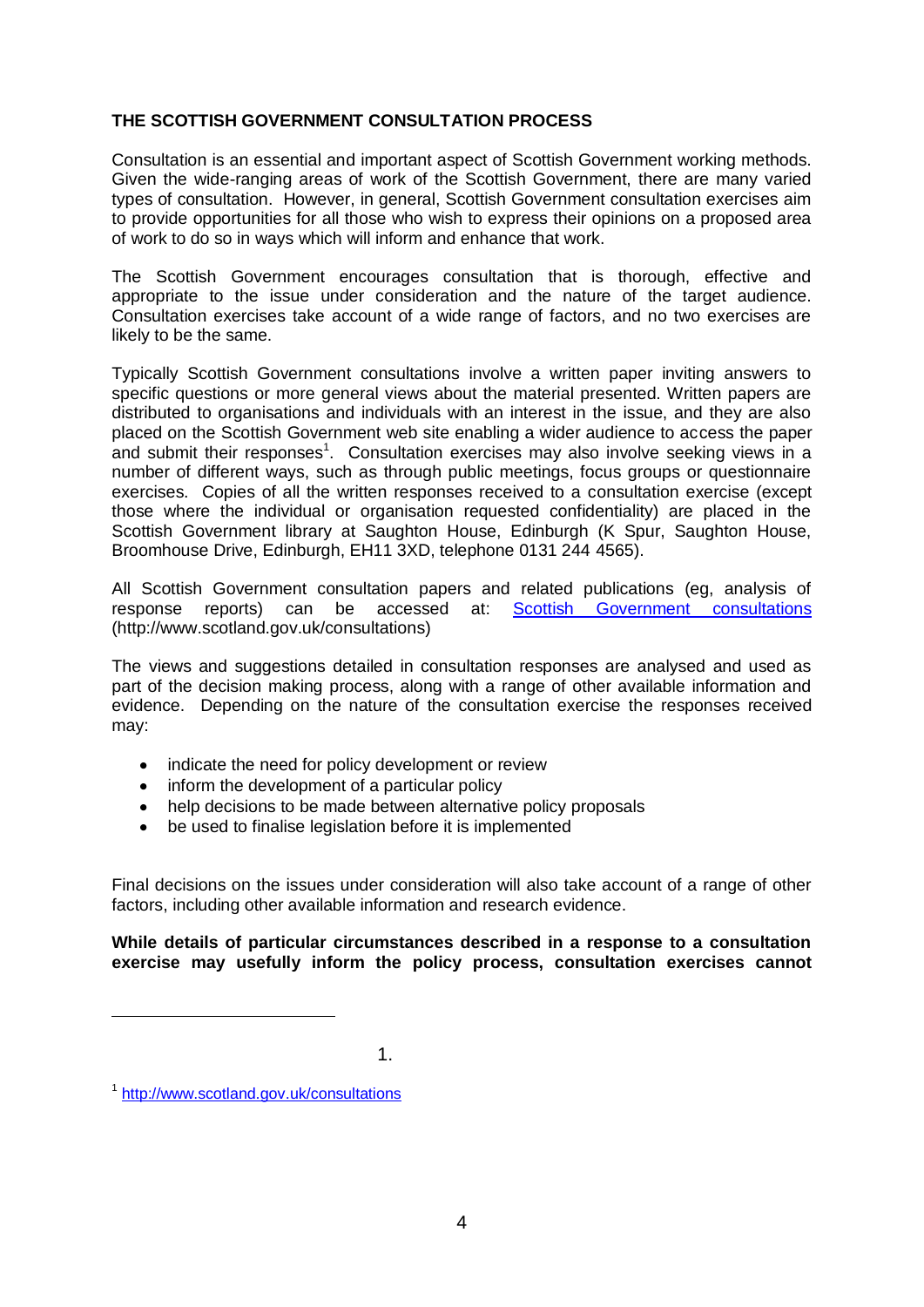**THE SCOTTISH GOVERNMENT CONSULTATION PROCESS**

Consultation is an essential and important aspect of Scottish Government working methods. Given the wide-ranging areas of work of the Scottish Government, there are many varied types of consultation. However, in general, Scottish Government consultation exercises aim to provide opportunities for all those who wish to express their opinions on a proposed area of work to do so in ways which will inform and enhance that work.

The Scottish Government encourages consultation that is thorough, effective and appropriate to the issue under consideration and the nature of the target audience. Consultation exercises take account of a wide range of factors, and no two exercises are likely to be the same.

Typically Scottish Government consultations involve a written paper inviting answers to specific questions or more general views about the material presented. Written papers are distributed to organisations and individuals with an interest in the issue, and they are also placed on the Scottish Government web site enabling a wider audience to access the paper and submit their responses[1]. Consultation exercises may also involve seeking views in a number of different ways, such as through public meetings, focus groups or questionnaire exercises. Copies of all the written responses received to a consultation exercise (except those where the individual or organisation requested confidentiality) are placed in the Scottish Government library at Saughton House, Edinburgh (K Spur, Saughton House, Broomhouse Drive, Edinburgh, EH11 3XD, telephone 0131 244 4565).

All Scottish Government consultation papers and related publications (eg, analysis of response reports) can be accessed at: [Scottish Government consultations](http://www.scotland.gov.uk/consultations) (http://www.scotland.gov.uk/consultations)

The views and suggestions detailed in consultation responses are analysed and used as part of the decision making process, along with a range of other available information and evidence. Depending on the nature of the consultation exercise the responses received may:

- indicate the need for policy development or review
- inform the development of a particular policy
- help decisions to be made between alternative policy proposals
- be used to finalise legislation before it is implemented

Final decisions on the issues under consideration will also take account of a range of other factors, including other available information and research evidence.

**While details of particular circumstances described in a response to a consultation exercise may usefully inform the policy process, consultation exercises cannot**

1.

[1] http://www.scotland.gov.uk/consultations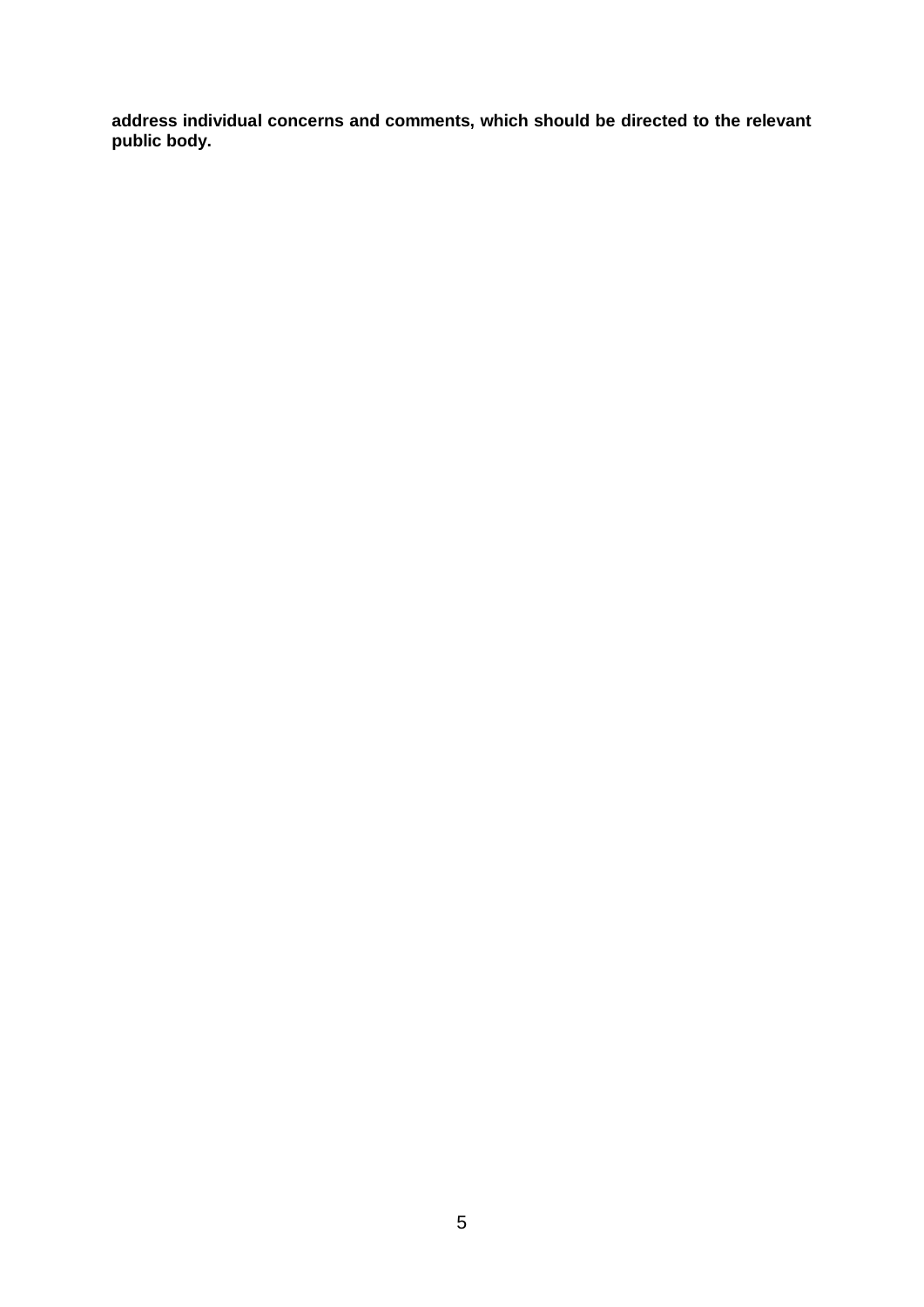**address individual concerns and comments, which should be directed to the relevant public body.**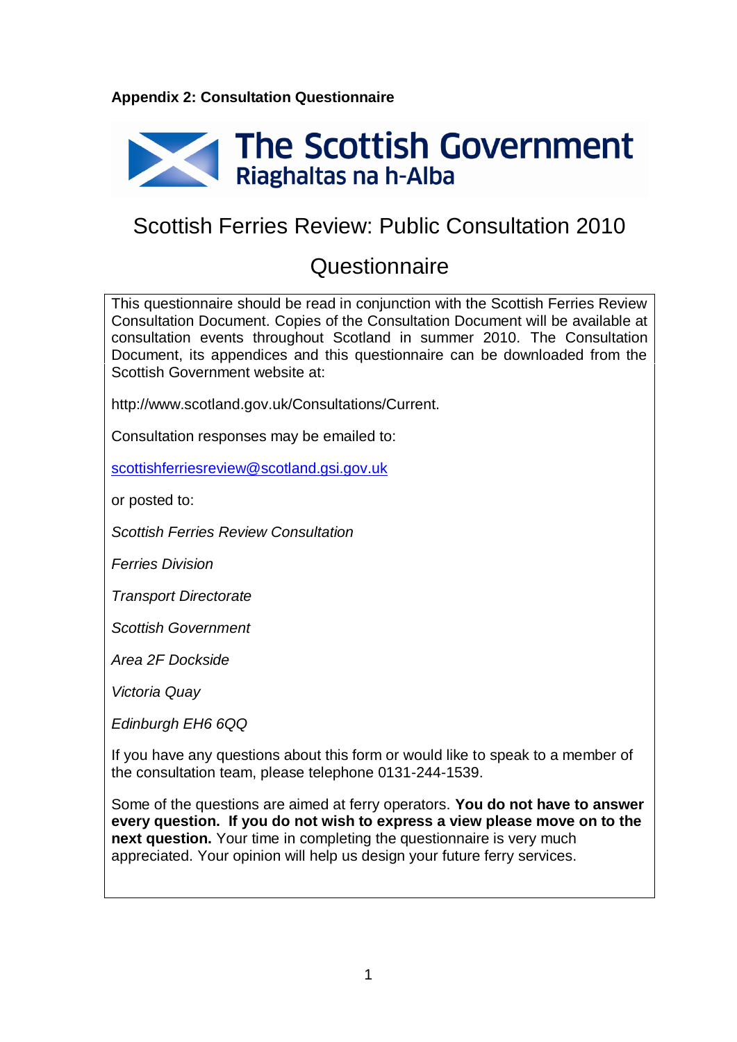**Appendix 2: Consultation Questionnaire**

The Scottish Government
Riaghaltas na h-Alba

# Scottish Ferries Review: Public Consultation 2010

## Questionnaire

This questionnaire should be read in conjunction with the Scottish Ferries Review Consultation Document. Copies of the Consultation Document will be available at consultation events throughout Scotland in summer 2010. The Consultation Document, its appendices and this questionnaire can be downloaded from the Scottish Government website at:

http://www.scotland.gov.uk/Consultations/Current.

Consultation responses may be emailed to:

scottishferriesreview@scotland.gsi.gov.uk

or posted to:

*Scottish Ferries Review Consultation*

*Ferries Division*

*Transport Directorate*

*Scottish Government*

*Area 2F Dockside*

*Victoria Quay*

*Edinburgh EH6 6QQ*

If you have any questions about this form or would like to speak to a member of the consultation team, please telephone 0131-244-1539.

Some of the questions are aimed at ferry operators. **You do not have to answer every question. If you do not wish to express a view please move on to the next question.** Your time in completing the questionnaire is very much appreciated. Your opinion will help us design your future ferry services.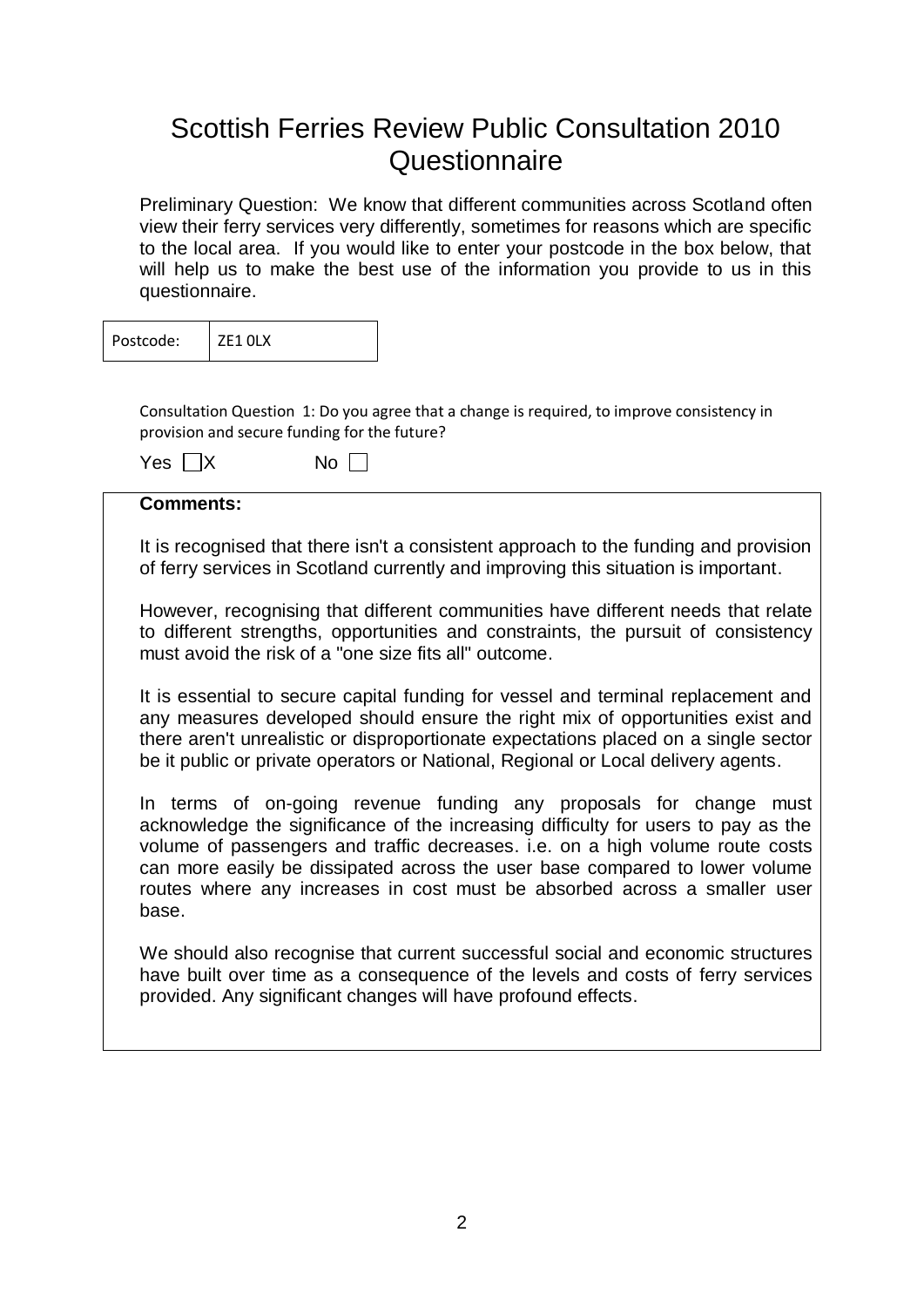# Scottish Ferries Review Public Consultation 2010 Questionnaire

Preliminary Question: We know that different communities across Scotland often view their ferry services very differently, sometimes for reasons which are specific to the local area. If you would like to enter your postcode in the box below, that will help us to make the best use of the information you provide to us in this questionnaire.

| Postcode: | ZE1 0LX |
|---|---|

Consultation Question 1: Do you agree that a change is required, to improve consistency in provision and secure funding for the future?

Yes ☐X No ☐

**Comments:**

It is recognised that there isn't a consistent approach to the funding and provision of ferry services in Scotland currently and improving this situation is important.

However, recognising that different communities have different needs that relate to different strengths, opportunities and constraints, the pursuit of consistency must avoid the risk of a "one size fits all" outcome.

It is essential to secure capital funding for vessel and terminal replacement and any measures developed should ensure the right mix of opportunities exist and there aren't unrealistic or disproportionate expectations placed on a single sector be it public or private operators or National, Regional or Local delivery agents.

In terms of on-going revenue funding any proposals for change must acknowledge the significance of the increasing difficulty for users to pay as the volume of passengers and traffic decreases. i.e. on a high volume route costs can more easily be dissipated across the user base compared to lower volume routes where any increases in cost must be absorbed across a smaller user base.

We should also recognise that current successful social and economic structures have built over time as a consequence of the levels and costs of ferry services provided. Any significant changes will have profound effects.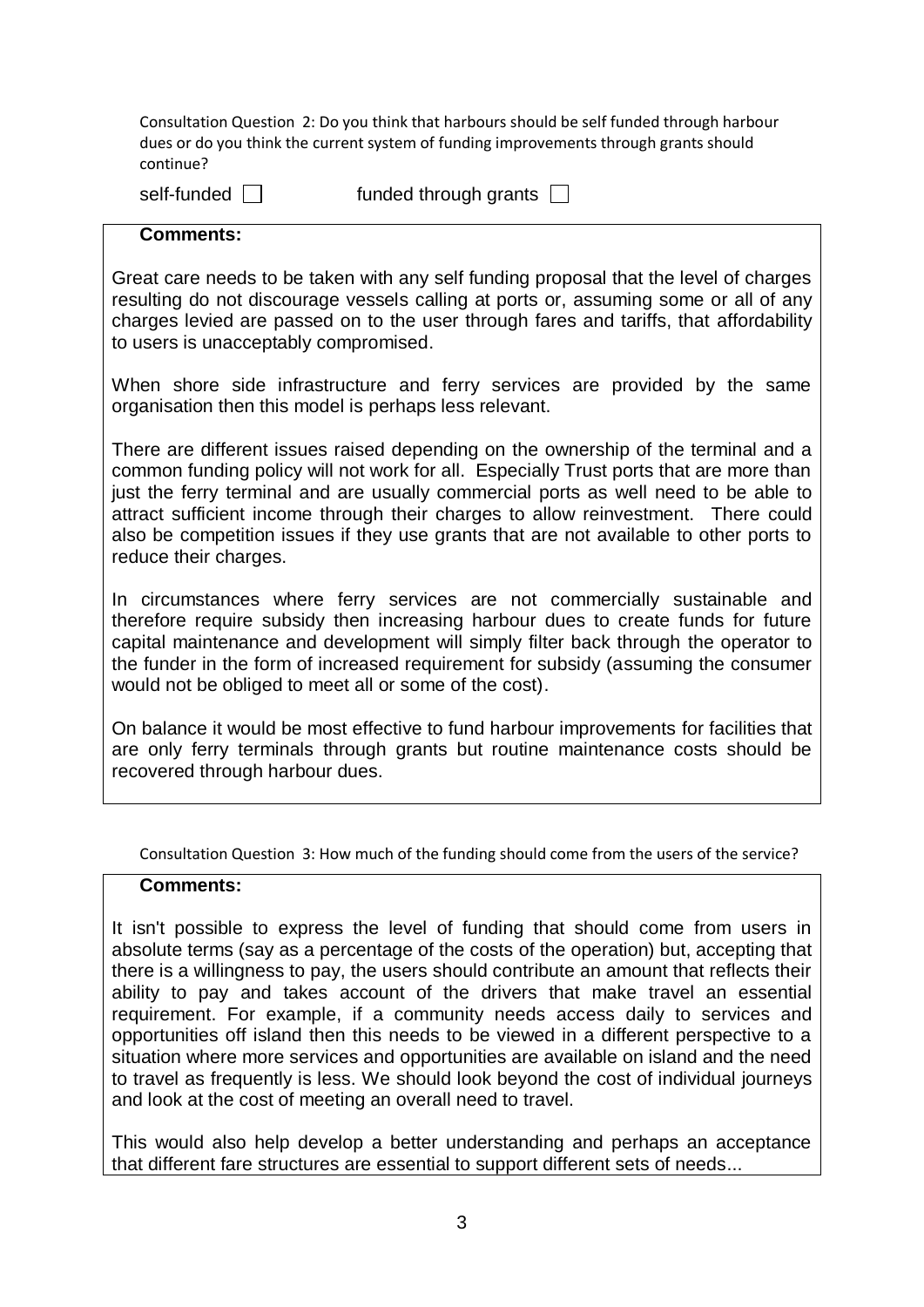Consultation Question 2: Do you think that harbours should be self funded through harbour dues or do you think the current system of funding improvements through grants should continue?

self-funded ☐ funded through grants ☐

**Comments:**

Great care needs to be taken with any self funding proposal that the level of charges resulting do not discourage vessels calling at ports or, assuming some or all of any charges levied are passed on to the user through fares and tariffs, that affordability to users is unacceptably compromised.

When shore side infrastructure and ferry services are provided by the same organisation then this model is perhaps less relevant.

There are different issues raised depending on the ownership of the terminal and a common funding policy will not work for all. Especially Trust ports that are more than just the ferry terminal and are usually commercial ports as well need to be able to attract sufficient income through their charges to allow reinvestment. There could also be competition issues if they use grants that are not available to other ports to reduce their charges.

In circumstances where ferry services are not commercially sustainable and therefore require subsidy then increasing harbour dues to create funds for future capital maintenance and development will simply filter back through the operator to the funder in the form of increased requirement for subsidy (assuming the consumer would not be obliged to meet all or some of the cost).

On balance it would be most effective to fund harbour improvements for facilities that are only ferry terminals through grants but routine maintenance costs should be recovered through harbour dues.

Consultation Question 3: How much of the funding should come from the users of the service?

**Comments:**

It isn't possible to express the level of funding that should come from users in absolute terms (say as a percentage of the costs of the operation) but, accepting that there is a willingness to pay, the users should contribute an amount that reflects their ability to pay and takes account of the drivers that make travel an essential requirement. For example, if a community needs access daily to services and opportunities off island then this needs to be viewed in a different perspective to a situation where more services and opportunities are available on island and the need to travel as frequently is less. We should look beyond the cost of individual journeys and look at the cost of meeting an overall need to travel.

This would also help develop a better understanding and perhaps an acceptance that different fare structures are essential to support different sets of needs...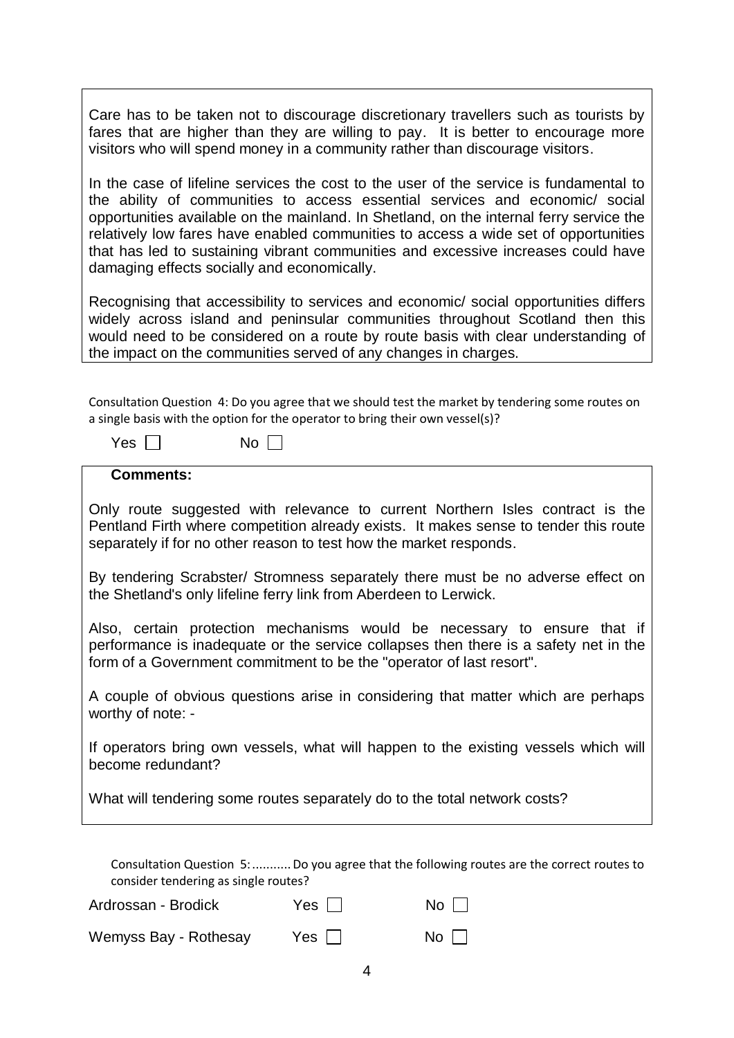Care has to be taken not to discourage discretionary travellers such as tourists by fares that are higher than they are willing to pay. It is better to encourage more visitors who will spend money in a community rather than discourage visitors.

In the case of lifeline services the cost to the user of the service is fundamental to the ability of communities to access essential services and economic/ social opportunities available on the mainland. In Shetland, on the internal ferry service the relatively low fares have enabled communities to access a wide set of opportunities that has led to sustaining vibrant communities and excessive increases could have damaging effects socially and economically.

Recognising that accessibility to services and economic/ social opportunities differs widely across island and peninsular communities throughout Scotland then this would need to be considered on a route by route basis with clear understanding of the impact on the communities served of any changes in charges.

Consultation Question 4: Do you agree that we should test the market by tendering some routes on a single basis with the option for the operator to bring their own vessel(s)?

Yes ☐ No ☐

**Comments:**

Only route suggested with relevance to current Northern Isles contract is the Pentland Firth where competition already exists. It makes sense to tender this route separately if for no other reason to test how the market responds.

By tendering Scrabster/ Stromness separately there must be no adverse effect on the Shetland's only lifeline ferry link from Aberdeen to Lerwick.

Also, certain protection mechanisms would be necessary to ensure that if performance is inadequate or the service collapses then there is a safety net in the form of a Government commitment to be the "operator of last resort".

A couple of obvious questions arise in considering that matter which are perhaps worthy of note: -

If operators bring own vessels, what will happen to the existing vessels which will become redundant?

What will tendering some routes separately do to the total network costs?

Consultation Question 5: .......... Do you agree that the following routes are the correct routes to consider tendering as single routes?

| | | |
|---|---|---|
| Ardrossan - Brodick | Yes ☐ | No ☐ |
| Wemyss Bay - Rothesay | Yes ☐ | No ☐ |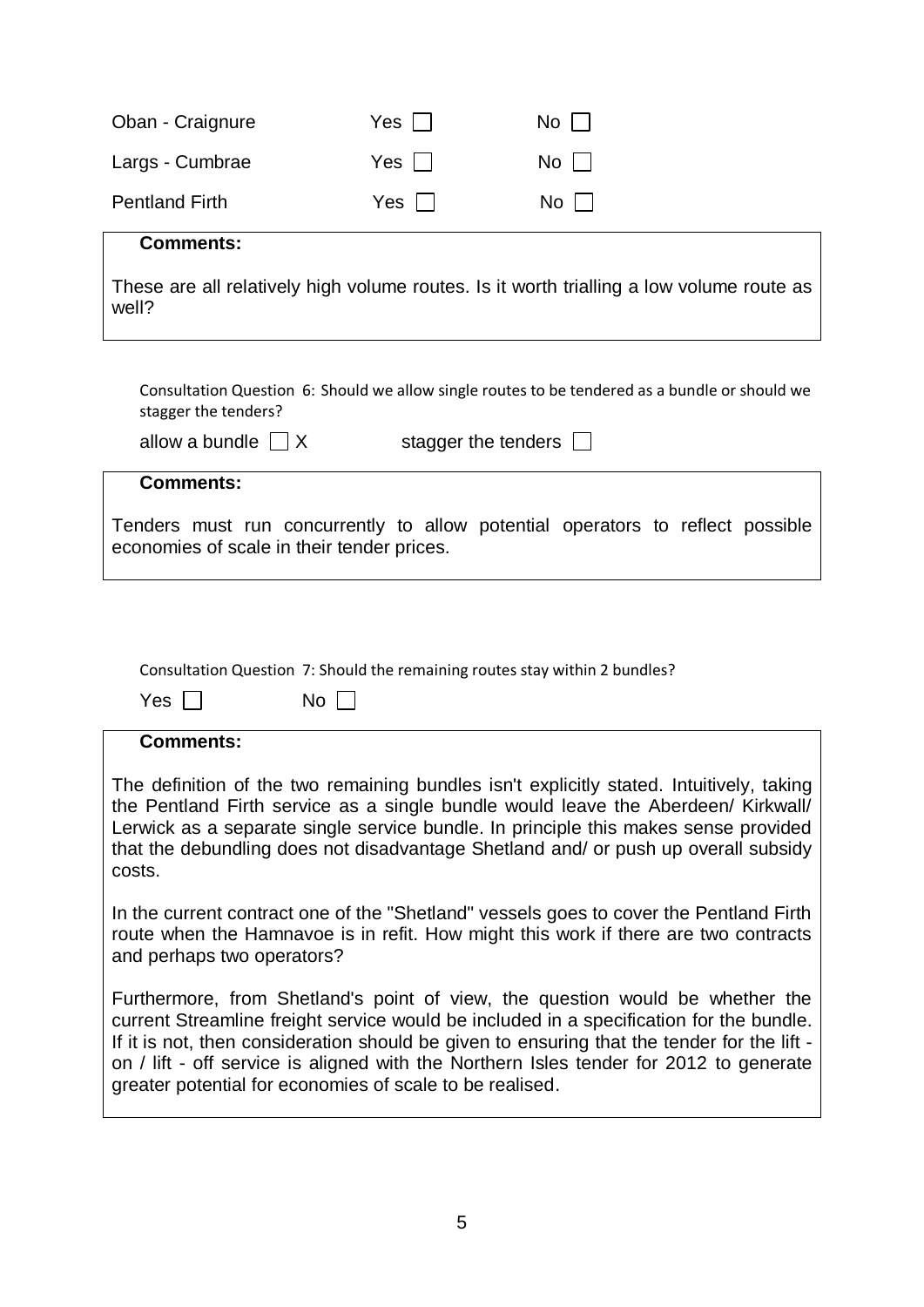| | | |
|---|---|---|
| Oban - Craignure | Yes ☐ | No ☐ |
| Largs - Cumbrae | Yes ☐ | No ☐ |
| Pentland Firth | Yes ☐ | No ☐ |

**Comments:**

These are all relatively high volume routes. Is it worth trialling a low volume route as well?

Consultation Question 6: Should we allow single routes to be tendered as a bundle or should we stagger the tenders?

allow a bundle ☐ X stagger the tenders ☐

**Comments:**

Tenders must run concurrently to allow potential operators to reflect possible economies of scale in their tender prices.

Consultation Question 7: Should the remaining routes stay within 2 bundles?

Yes ☐ No ☐

**Comments:**

The definition of the two remaining bundles isn't explicitly stated. Intuitively, taking the Pentland Firth service as a single bundle would leave the Aberdeen/ Kirkwall/ Lerwick as a separate single service bundle. In principle this makes sense provided that the debundling does not disadvantage Shetland and/ or push up overall subsidy costs.

In the current contract one of the "Shetland" vessels goes to cover the Pentland Firth route when the Hamnavoe is in refit. How might this work if there are two contracts and perhaps two operators?

Furthermore, from Shetland's point of view, the question would be whether the current Streamline freight service would be included in a specification for the bundle. If it is not, then consideration should be given to ensuring that the tender for the lift - on / lift - off service is aligned with the Northern Isles tender for 2012 to generate greater potential for economies of scale to be realised.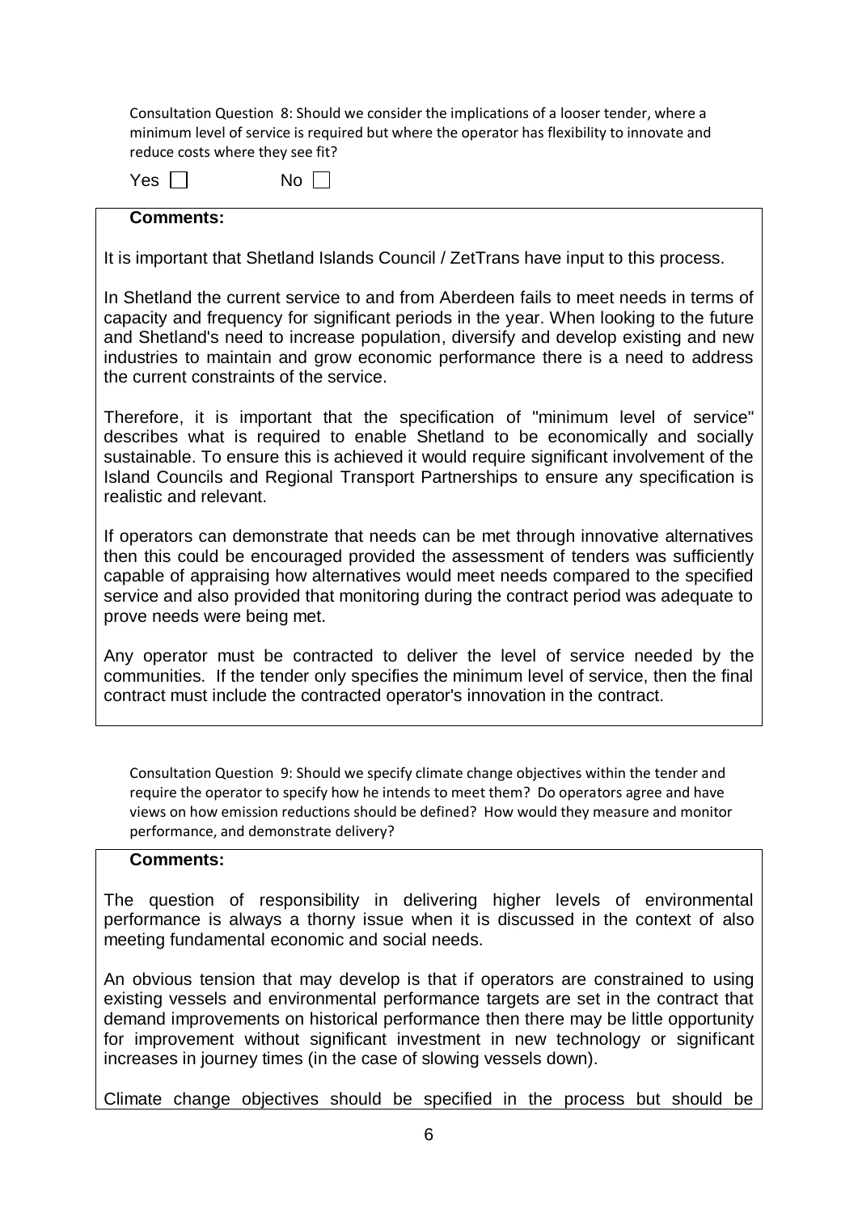Consultation Question 8: Should we consider the implications of a looser tender, where a minimum level of service is required but where the operator has flexibility to innovate and reduce costs where they see fit?

Yes ☐ No ☐

**Comments:**

It is important that Shetland Islands Council / ZetTrans have input to this process.

In Shetland the current service to and from Aberdeen fails to meet needs in terms of capacity and frequency for significant periods in the year. When looking to the future and Shetland's need to increase population, diversify and develop existing and new industries to maintain and grow economic performance there is a need to address the current constraints of the service.

Therefore, it is important that the specification of "minimum level of service" describes what is required to enable Shetland to be economically and socially sustainable. To ensure this is achieved it would require significant involvement of the Island Councils and Regional Transport Partnerships to ensure any specification is realistic and relevant.

If operators can demonstrate that needs can be met through innovative alternatives then this could be encouraged provided the assessment of tenders was sufficiently capable of appraising how alternatives would meet needs compared to the specified service and also provided that monitoring during the contract period was adequate to prove needs were being met.

Any operator must be contracted to deliver the level of service needed by the communities. If the tender only specifies the minimum level of service, then the final contract must include the contracted operator's innovation in the contract.

Consultation Question 9: Should we specify climate change objectives within the tender and require the operator to specify how he intends to meet them? Do operators agree and have views on how emission reductions should be defined? How would they measure and monitor performance, and demonstrate delivery?

**Comments:**

The question of responsibility in delivering higher levels of environmental performance is always a thorny issue when it is discussed in the context of also meeting fundamental economic and social needs.

An obvious tension that may develop is that if operators are constrained to using existing vessels and environmental performance targets are set in the contract that demand improvements on historical performance then there may be little opportunity for improvement without significant investment in new technology or significant increases in journey times (in the case of slowing vessels down).

Climate change objectives should be specified in the process but should be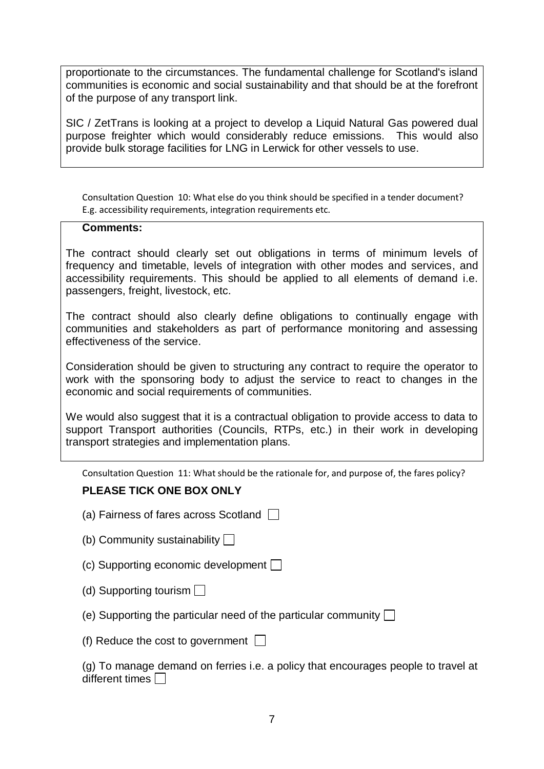proportionate to the circumstances. The fundamental challenge for Scotland's island communities is economic and social sustainability and that should be at the forefront of the purpose of any transport link.

SIC / ZetTrans is looking at a project to develop a Liquid Natural Gas powered dual purpose freighter which would considerably reduce emissions. This would also provide bulk storage facilities for LNG in Lerwick for other vessels to use.

Consultation Question 10: What else do you think should be specified in a tender document? E.g. accessibility requirements, integration requirements etc.

**Comments:**

The contract should clearly set out obligations in terms of minimum levels of frequency and timetable, levels of integration with other modes and services, and accessibility requirements. This should be applied to all elements of demand i.e. passengers, freight, livestock, etc.

The contract should also clearly define obligations to continually engage with communities and stakeholders as part of performance monitoring and assessing effectiveness of the service.

Consideration should be given to structuring any contract to require the operator to work with the sponsoring body to adjust the service to react to changes in the economic and social requirements of communities.

We would also suggest that it is a contractual obligation to provide access to data to support Transport authorities (Councils, RTPs, etc.) in their work in developing transport strategies and implementation plans.

Consultation Question 11: What should be the rationale for, and purpose of, the fares policy?

**PLEASE TICK ONE BOX ONLY**

(a) Fairness of fares across Scotland ☐

(b) Community sustainability ☐

(c) Supporting economic development ☐

(d) Supporting tourism ☐

(e) Supporting the particular need of the particular community ☐

(f) Reduce the cost to government ☐

(g) To manage demand on ferries i.e. a policy that encourages people to travel at different times ☐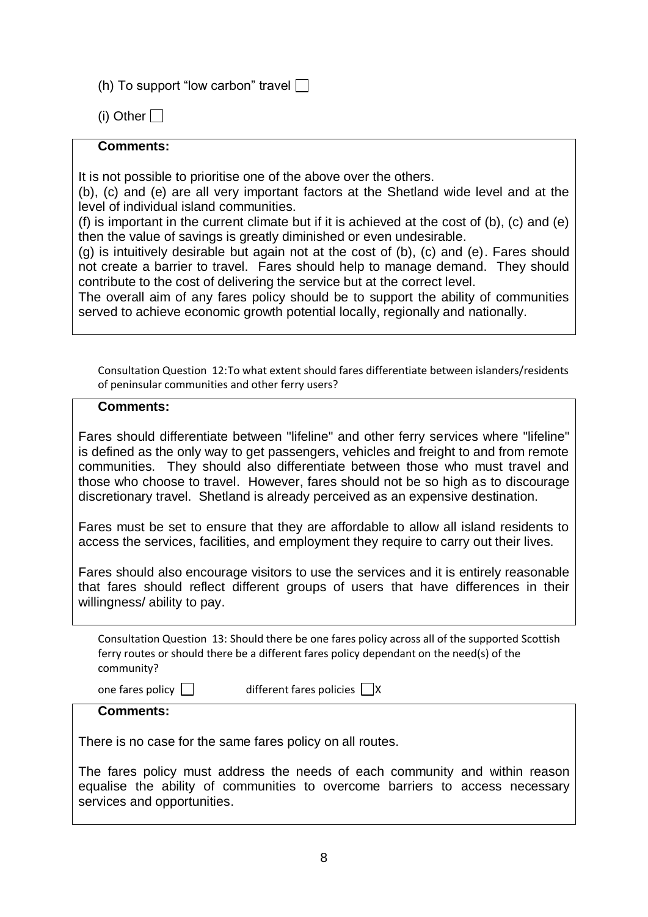(h) To support "low carbon" travel ☐

(i) Other ☐

**Comments:**

It is not possible to prioritise one of the above over the others.

(b), (c) and (e) are all very important factors at the Shetland wide level and at the level of individual island communities.

(f) is important in the current climate but if it is achieved at the cost of (b), (c) and (e) then the value of savings is greatly diminished or even undesirable.

(g) is intuitively desirable but again not at the cost of (b), (c) and (e). Fares should not create a barrier to travel. Fares should help to manage demand. They should contribute to the cost of delivering the service but at the correct level.

The overall aim of any fares policy should be to support the ability of communities served to achieve economic growth potential locally, regionally and nationally.

Consultation Question 12:To what extent should fares differentiate between islanders/residents of peninsular communities and other ferry users?

**Comments:**

Fares should differentiate between "lifeline" and other ferry services where "lifeline" is defined as the only way to get passengers, vehicles and freight to and from remote communities. They should also differentiate between those who must travel and those who choose to travel. However, fares should not be so high as to discourage discretionary travel. Shetland is already perceived as an expensive destination.

Fares must be set to ensure that they are affordable to allow all island residents to access the services, facilities, and employment they require to carry out their lives.

Fares should also encourage visitors to use the services and it is entirely reasonable that fares should reflect different groups of users that have differences in their willingness/ ability to pay.

Consultation Question 13: Should there be one fares policy across all of the supported Scottish ferry routes or should there be a different fares policy dependant on the need(s) of the community?

one fares policy ☐ different fares policies ☐X

**Comments:**

There is no case for the same fares policy on all routes.

The fares policy must address the needs of each community and within reason equalise the ability of communities to overcome barriers to access necessary services and opportunities.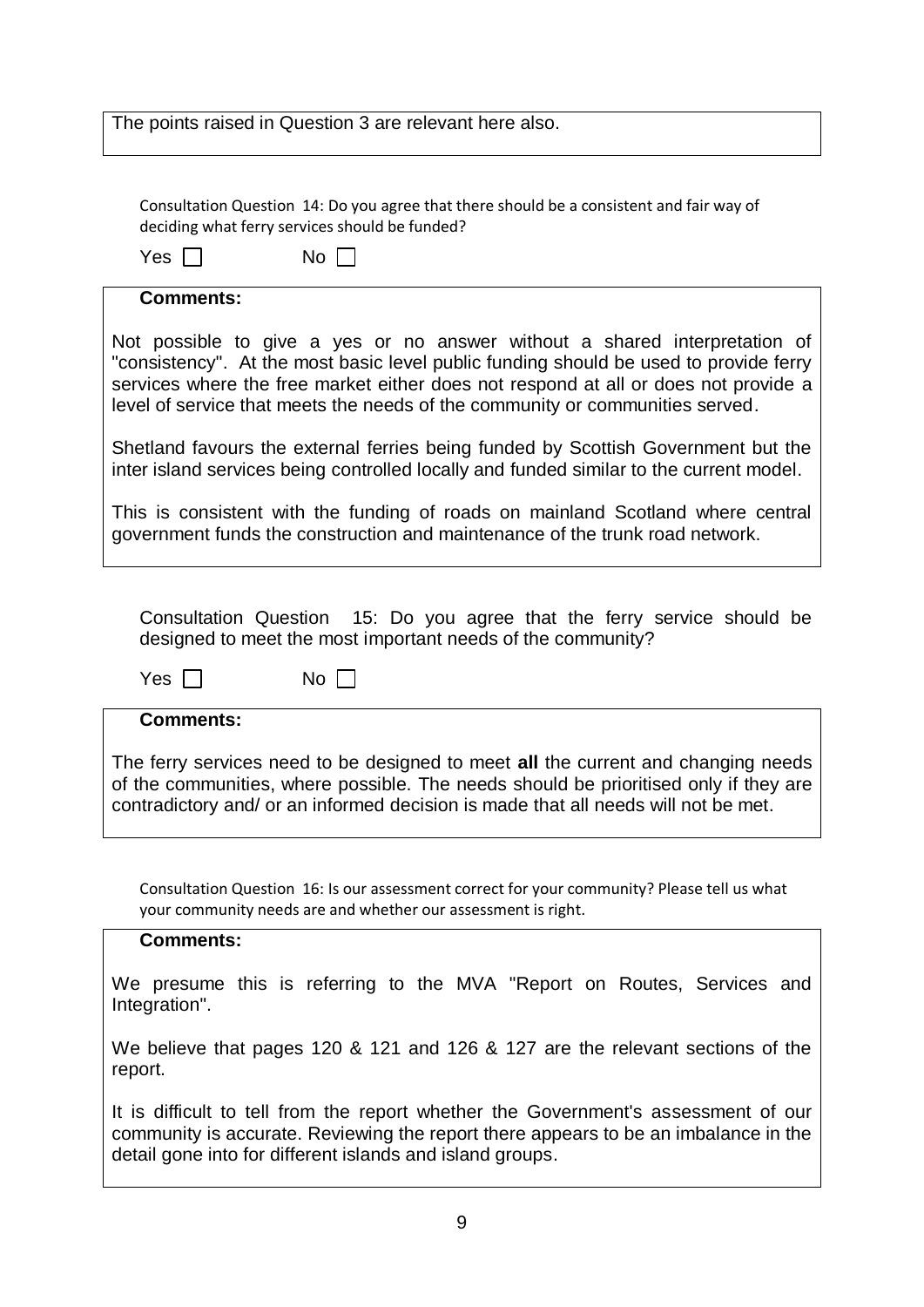The points raised in Question 3 are relevant here also.

Consultation Question 14: Do you agree that there should be a consistent and fair way of deciding what ferry services should be funded?

Yes ☐ No ☐

**Comments:**

Not possible to give a yes or no answer without a shared interpretation of "consistency". At the most basic level public funding should be used to provide ferry services where the free market either does not respond at all or does not provide a level of service that meets the needs of the community or communities served.

Shetland favours the external ferries being funded by Scottish Government but the inter island services being controlled locally and funded similar to the current model.

This is consistent with the funding of roads on mainland Scotland where central government funds the construction and maintenance of the trunk road network.

Consultation Question 15: Do you agree that the ferry service should be designed to meet the most important needs of the community?

Yes ☐ No ☐

**Comments:**

The ferry services need to be designed to meet **all** the current and changing needs of the communities, where possible. The needs should be prioritised only if they are contradictory and/ or an informed decision is made that all needs will not be met.

Consultation Question 16: Is our assessment correct for your community? Please tell us what your community needs are and whether our assessment is right.

**Comments:**

We presume this is referring to the MVA "Report on Routes, Services and Integration".

We believe that pages 120 & 121 and 126 & 127 are the relevant sections of the report.

It is difficult to tell from the report whether the Government's assessment of our community is accurate. Reviewing the report there appears to be an imbalance in the detail gone into for different islands and island groups.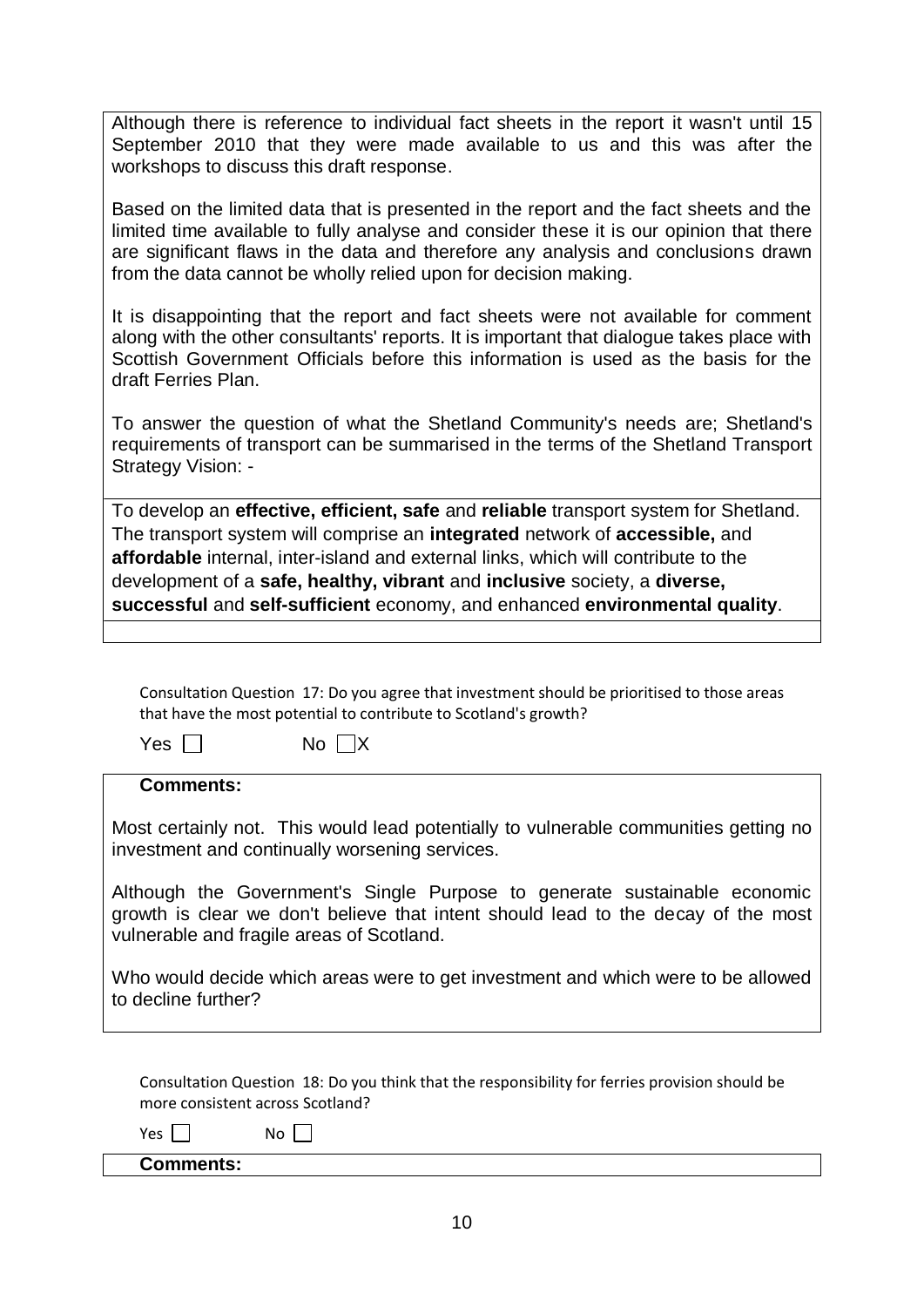Although there is reference to individual fact sheets in the report it wasn't until 15 September 2010 that they were made available to us and this was after the workshops to discuss this draft response.

Based on the limited data that is presented in the report and the fact sheets and the limited time available to fully analyse and consider these it is our opinion that there are significant flaws in the data and therefore any analysis and conclusions drawn from the data cannot be wholly relied upon for decision making.

It is disappointing that the report and fact sheets were not available for comment along with the other consultants' reports. It is important that dialogue takes place with Scottish Government Officials before this information is used as the basis for the draft Ferries Plan.

To answer the question of what the Shetland Community's needs are; Shetland's requirements of transport can be summarised in the terms of the Shetland Transport Strategy Vision: -

To develop an **effective, efficient, safe** and **reliable** transport system for Shetland. The transport system will comprise an **integrated** network of **accessible,** and **affordable** internal, inter-island and external links, which will contribute to the development of a **safe, healthy, vibrant** and **inclusive** society, a **diverse, successful** and **self-sufficient** economy, and enhanced **environmental quality**.

Consultation Question 17: Do you agree that investment should be prioritised to those areas that have the most potential to contribute to Scotland's growth?

Yes ☐ No ☐X

**Comments:**

Most certainly not. This would lead potentially to vulnerable communities getting no investment and continually worsening services.

Although the Government's Single Purpose to generate sustainable economic growth is clear we don't believe that intent should lead to the decay of the most vulnerable and fragile areas of Scotland.

Who would decide which areas were to get investment and which were to be allowed to decline further?

Consultation Question 18: Do you think that the responsibility for ferries provision should be more consistent across Scotland?

Yes ☐ No ☐

**Comments:**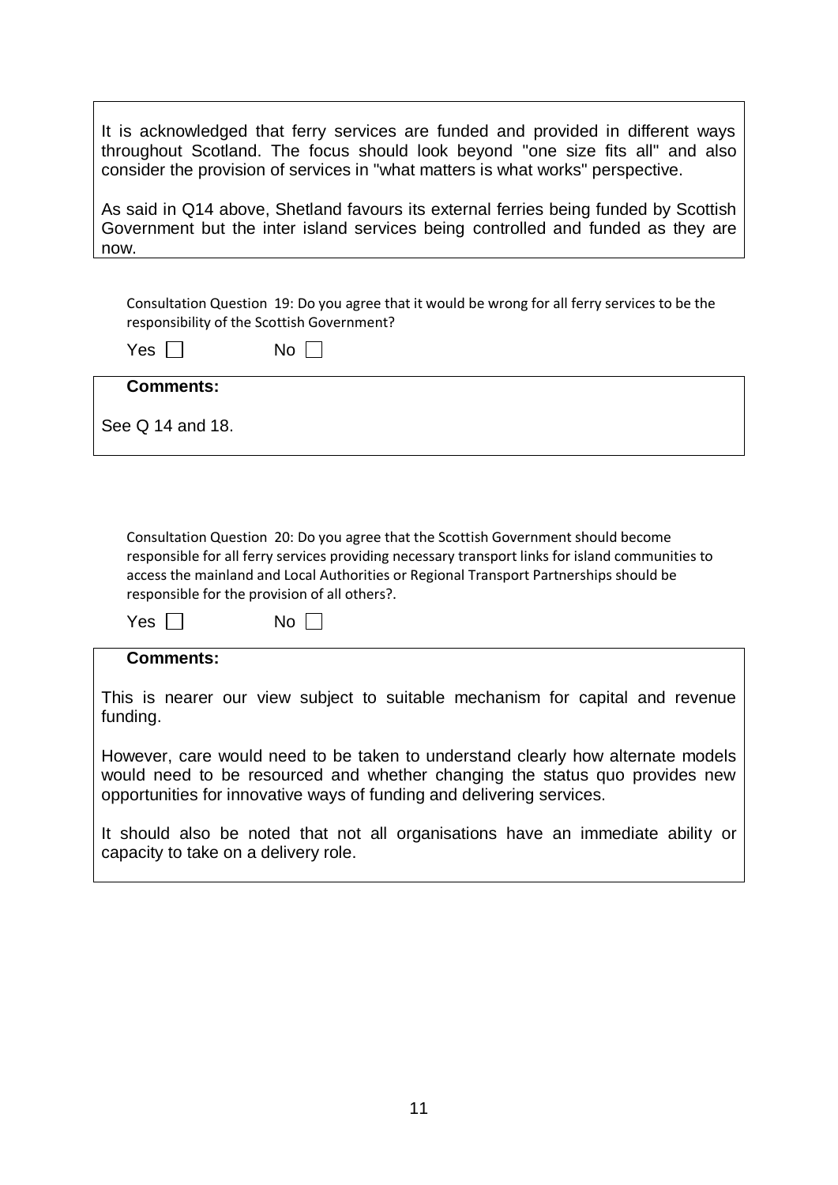It is acknowledged that ferry services are funded and provided in different ways throughout Scotland. The focus should look beyond "one size fits all" and also consider the provision of services in "what matters is what works" perspective.

As said in Q14 above, Shetland favours its external ferries being funded by Scottish Government but the inter island services being controlled and funded as they are now.

Consultation Question 19: Do you agree that it would be wrong for all ferry services to be the responsibility of the Scottish Government?

Yes ☐ No ☐

**Comments:**

See Q 14 and 18.

Consultation Question 20: Do you agree that the Scottish Government should become responsible for all ferry services providing necessary transport links for island communities to access the mainland and Local Authorities or Regional Transport Partnerships should be responsible for the provision of all others?.

Yes ☐ No ☐

**Comments:**

This is nearer our view subject to suitable mechanism for capital and revenue funding.

However, care would need to be taken to understand clearly how alternate models would need to be resourced and whether changing the status quo provides new opportunities for innovative ways of funding and delivering services.

It should also be noted that not all organisations have an immediate ability or capacity to take on a delivery role.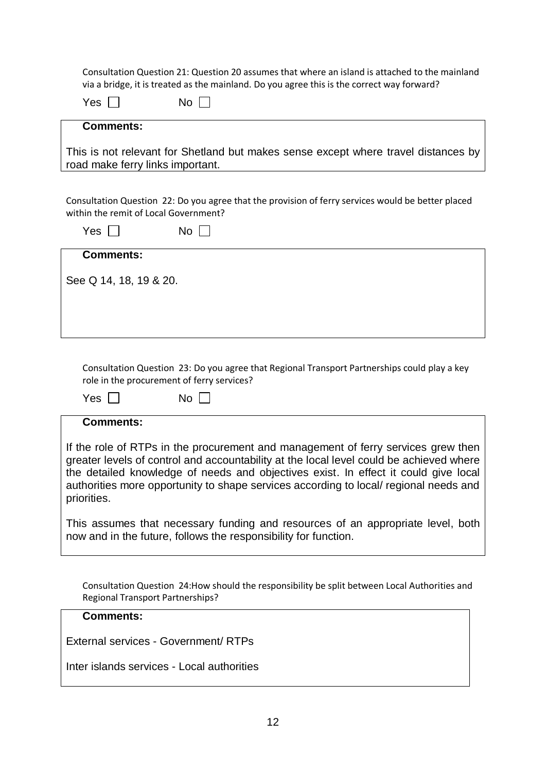Consultation Question 21: Question 20 assumes that where an island is attached to the mainland via a bridge, it is treated as the mainland. Do you agree this is the correct way forward?

Yes ☐ No ☐

**Comments:**

This is not relevant for Shetland but makes sense except where travel distances by road make ferry links important.

Consultation Question 22: Do you agree that the provision of ferry services would be better placed within the remit of Local Government?

Yes ☐ No ☐

**Comments:**

See Q 14, 18, 19 & 20.

Consultation Question 23: Do you agree that Regional Transport Partnerships could play a key role in the procurement of ferry services?

Yes ☐ No ☐

**Comments:**

If the role of RTPs in the procurement and management of ferry services grew then greater levels of control and accountability at the local level could be achieved where the detailed knowledge of needs and objectives exist. In effect it could give local authorities more opportunity to shape services according to local/ regional needs and priorities.

This assumes that necessary funding and resources of an appropriate level, both now and in the future, follows the responsibility for function.

Consultation Question 24: How should the responsibility be split between Local Authorities and Regional Transport Partnerships?

**Comments:**

External services - Government/ RTPs

Inter islands services - Local authorities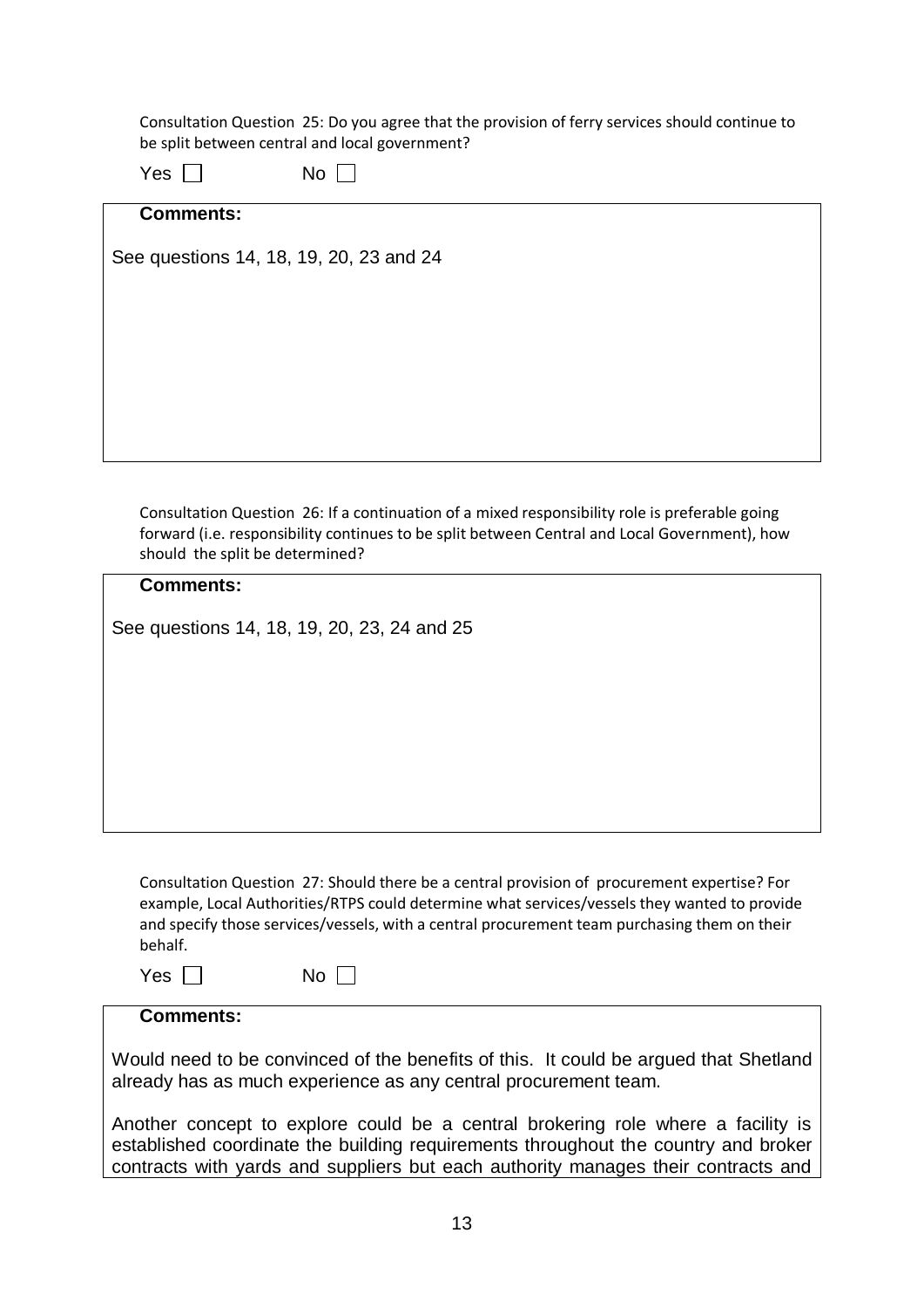Consultation Question 25: Do you agree that the provision of ferry services should continue to be split between central and local government?

Yes ☐ No ☐

**Comments:**

See questions 14, 18, 19, 20, 23 and 24

Consultation Question 26: If a continuation of a mixed responsibility role is preferable going forward (i.e. responsibility continues to be split between Central and Local Government), how should the split be determined?

**Comments:**

See questions 14, 18, 19, 20, 23, 24 and 25

Consultation Question 27: Should there be a central provision of procurement expertise? For example, Local Authorities/RTPS could determine what services/vessels they wanted to provide and specify those services/vessels, with a central procurement team purchasing them on their behalf.

Yes ☐ No ☐

**Comments:**

Would need to be convinced of the benefits of this. It could be argued that Shetland already has as much experience as any central procurement team.

Another concept to explore could be a central brokering role where a facility is established coordinate the building requirements throughout the country and broker contracts with yards and suppliers but each authority manages their contracts and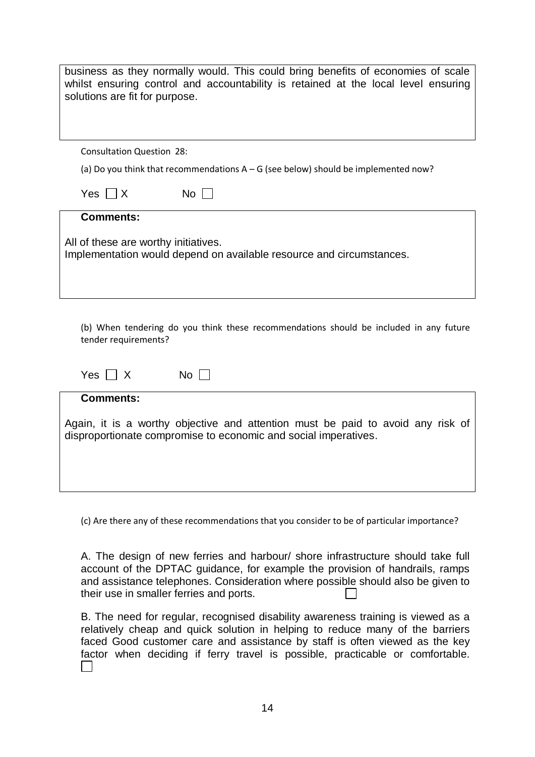business as they normally would. This could bring benefits of economies of scale whilst ensuring control and accountability is retained at the local level ensuring solutions are fit for purpose.

Consultation Question 28:

(a) Do you think that recommendations A – G (see below) should be implemented now?

Yes ☐ X    No ☐

**Comments:**

All of these are worthy initiatives.
Implementation would depend on available resource and circumstances.

(b) When tendering do you think these recommendations should be included in any future tender requirements?

Yes ☐ X    No ☐

**Comments:**

Again, it is a worthy objective and attention must be paid to avoid any risk of disproportionate compromise to economic and social imperatives.

(c) Are there any of these recommendations that you consider to be of particular importance?

A. The design of new ferries and harbour/ shore infrastructure should take full account of the DPTAC guidance, for example the provision of handrails, ramps and assistance telephones. Consideration where possible should also be given to their use in smaller ferries and ports. ☐

B. The need for regular, recognised disability awareness training is viewed as a relatively cheap and quick solution in helping to reduce many of the barriers faced Good customer care and assistance by staff is often viewed as the key factor when deciding if ferry travel is possible, practicable or comfortable. ☐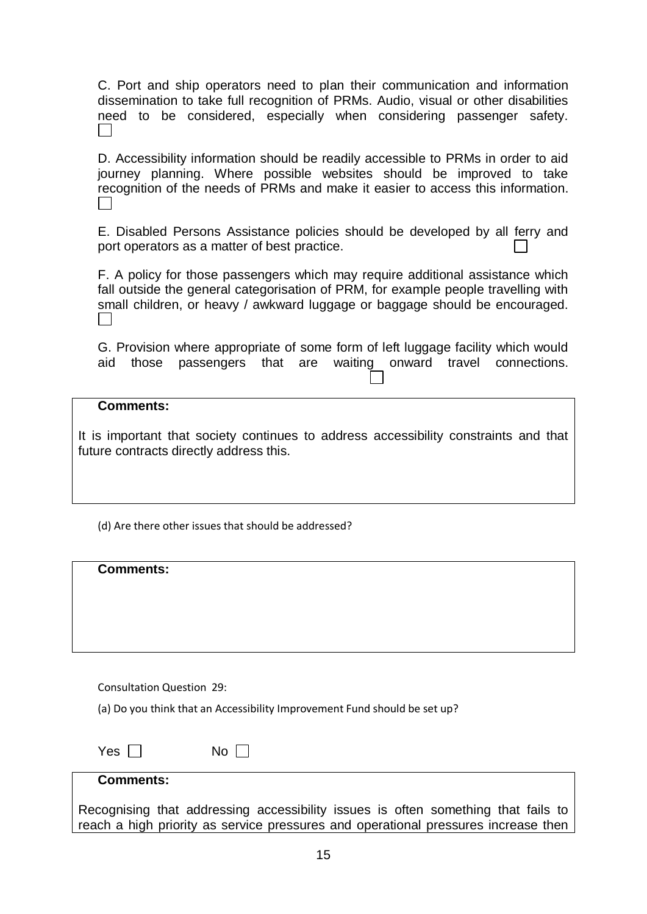C. Port and ship operators need to plan their communication and information dissemination to take full recognition of PRMs. Audio, visual or other disabilities need to be considered, especially when considering passenger safety. ☐

D. Accessibility information should be readily accessible to PRMs in order to aid journey planning. Where possible websites should be improved to take recognition of the needs of PRMs and make it easier to access this information. ☐

E. Disabled Persons Assistance policies should be developed by all ferry and port operators as a matter of best practice. ☐

F. A policy for those passengers which may require additional assistance which fall outside the general categorisation of PRM, for example people travelling with small children, or heavy / awkward luggage or baggage should be encouraged. ☐

G. Provision where appropriate of some form of left luggage facility which would aid those passengers that are waiting onward travel connections. ☐

**Comments:**

It is important that society continues to address accessibility constraints and that future contracts directly address this.

(d) Are there other issues that should be addressed?

**Comments:**

Consultation Question 29:

(a) Do you think that an Accessibility Improvement Fund should be set up?

Yes ☐ No ☐

**Comments:**

Recognising that addressing accessibility issues is often something that fails to reach a high priority as service pressures and operational pressures increase then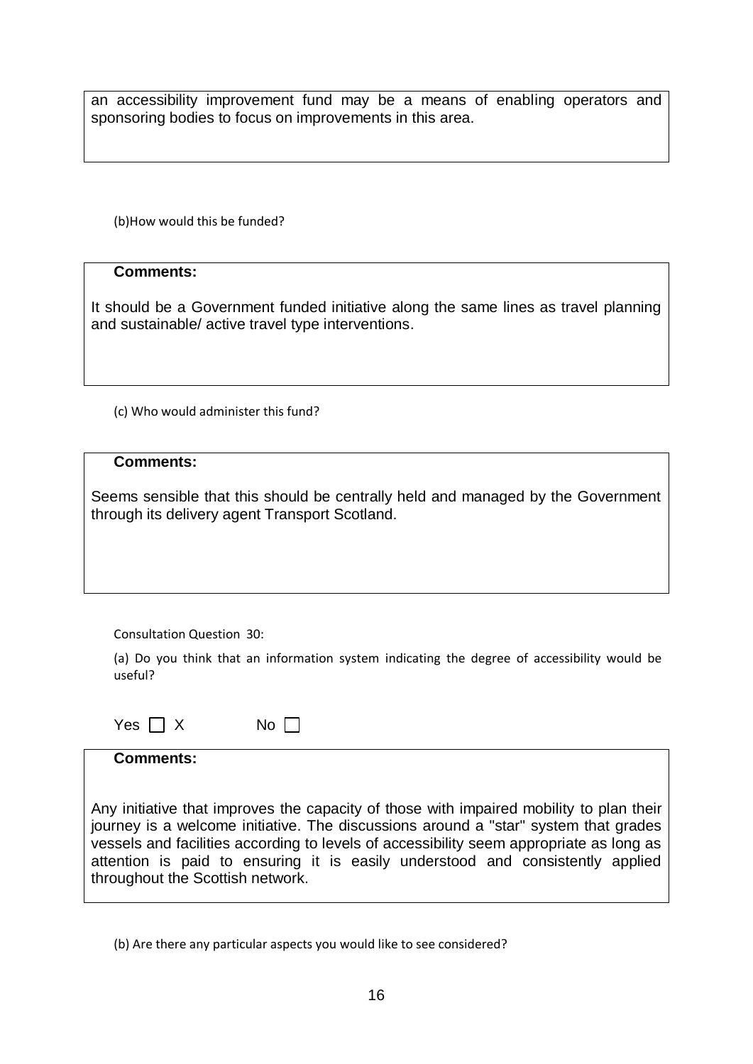an accessibility improvement fund may be a means of enabling operators and sponsoring bodies to focus on improvements in this area.

(b)How would this be funded?

**Comments:**

It should be a Government funded initiative along the same lines as travel planning and sustainable/ active travel type interventions.

(c) Who would administer this fund?

**Comments:**

Seems sensible that this should be centrally held and managed by the Government through its delivery agent Transport Scotland.

Consultation Question 30:

(a) Do you think that an information system indicating the degree of accessibility would be useful?

Yes ☐ X  No ☐

**Comments:**

Any initiative that improves the capacity of those with impaired mobility to plan their journey is a welcome initiative. The discussions around a "star" system that grades vessels and facilities according to levels of accessibility seem appropriate as long as attention is paid to ensuring it is easily understood and consistently applied throughout the Scottish network.

(b) Are there any particular aspects you would like to see considered?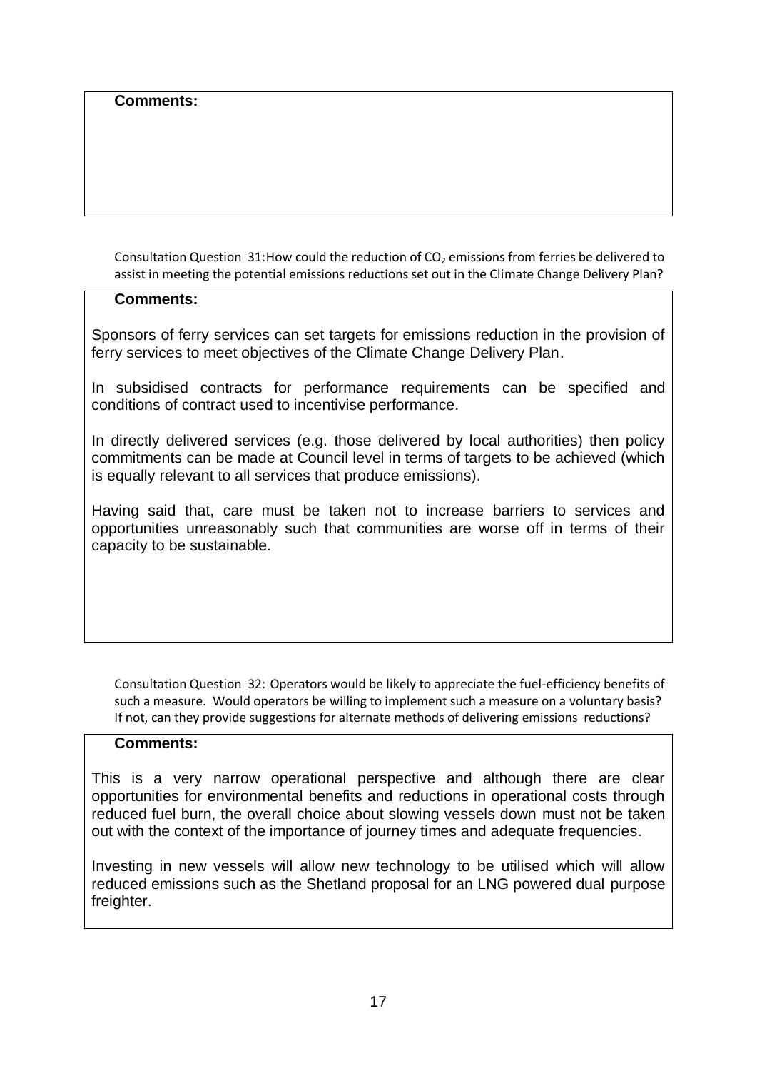**Comments:**

Consultation Question 31: How could the reduction of $CO_2$ emissions from ferries be delivered to assist in meeting the potential emissions reductions set out in the Climate Change Delivery Plan?

**Comments:**

Sponsors of ferry services can set targets for emissions reduction in the provision of ferry services to meet objectives of the Climate Change Delivery Plan.

In subsidised contracts for performance requirements can be specified and conditions of contract used to incentivise performance.

In directly delivered services (e.g. those delivered by local authorities) then policy commitments can be made at Council level in terms of targets to be achieved (which is equally relevant to all services that produce emissions).

Having said that, care must be taken not to increase barriers to services and opportunities unreasonably such that communities are worse off in terms of their capacity to be sustainable.

Consultation Question 32: Operators would be likely to appreciate the fuel-efficiency benefits of such a measure. Would operators be willing to implement such a measure on a voluntary basis? If not, can they provide suggestions for alternate methods of delivering emissions reductions?

**Comments:**

This is a very narrow operational perspective and although there are clear opportunities for environmental benefits and reductions in operational costs through reduced fuel burn, the overall choice about slowing vessels down must not be taken out with the context of the importance of journey times and adequate frequencies.

Investing in new vessels will allow new technology to be utilised which will allow reduced emissions such as the Shetland proposal for an LNG powered dual purpose freighter.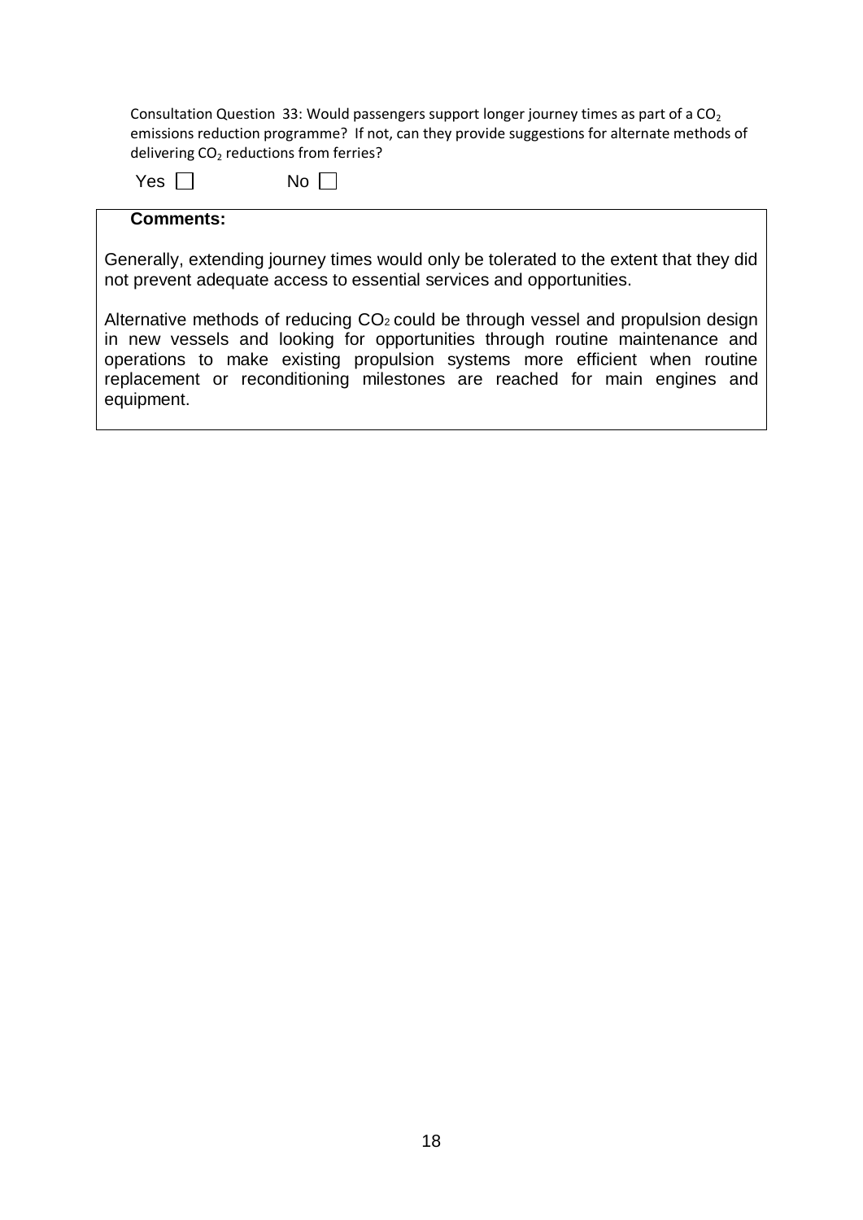Consultation Question 33: Would passengers support longer journey times as part of a $CO_2$ emissions reduction programme? If not, can they provide suggestions for alternate methods of delivering $CO_2$ reductions from ferries?

Yes ☐ No ☐

**Comments:**

Generally, extending journey times would only be tolerated to the extent that they did not prevent adequate access to essential services and opportunities.

Alternative methods of reducing $CO_2$ could be through vessel and propulsion design in new vessels and looking for opportunities through routine maintenance and operations to make existing propulsion systems more efficient when routine replacement or reconditioning milestones are reached for main engines and equipment.